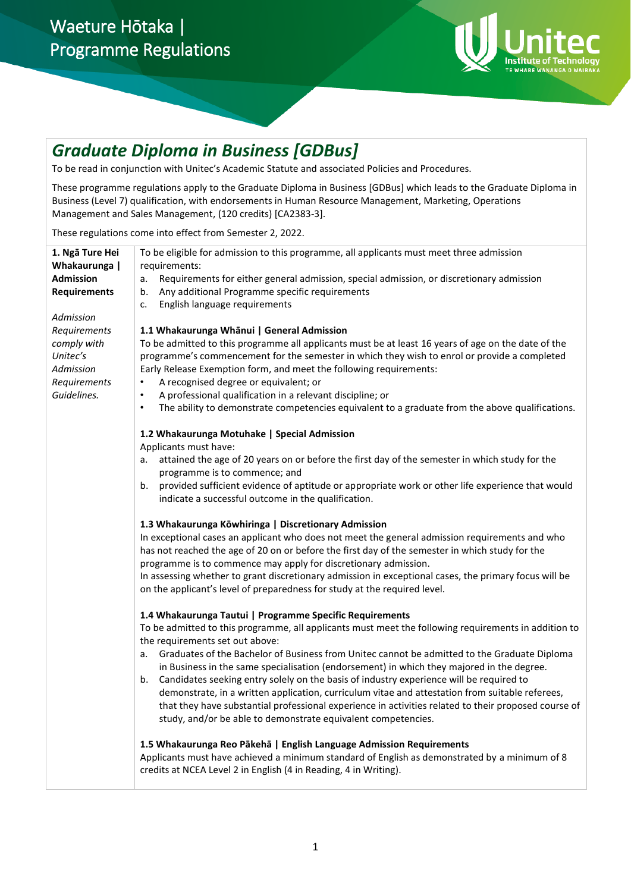# Waeture Hōtaka | Programme Regulations

## *Graduate Diploma in Business [GDBus]*

To be read in conjunction with Unitec's Academic Statute and associated Policies and Procedures.

These programme regulations apply to the Graduate Diploma in Business [GDBus] which leads to the Graduate Diploma in Business (Level 7) qualification, with endorsements in Human Resource Management, Marketing, Operations Management and Sales Management, (120 credits) [CA2383-3].

These regulations come into effect from Semester 2, 2022.

### 1. Ngā Ture Hei Whakaurunga | Admission Requirements

*Admission Requirements comply with Unitec's Admission Requirements Guidelines.*

To be eligible for admission to this programme, all applicants must meet three admission requirements:

a. Requirements for either general admission, special admission, or discretionary admission
b. Any additional Programme specific requirements
c. English language requirements

**1.1 Whakaurunga Whānui | General Admission**

To be admitted to this programme all applicants must be at least 16 years of age on the date of the programme's commencement for the semester in which they wish to enrol or provide a completed Early Release Exemption form, and meet the following requirements:

- A recognised degree or equivalent; or
- A professional qualification in a relevant discipline; or
- The ability to demonstrate competencies equivalent to a graduate from the above qualifications.

**1.2 Whakaurunga Motuhake | Special Admission**

Applicants must have:

a. attained the age of 20 years on or before the first day of the semester in which study for the programme is to commence; and
b. provided sufficient evidence of aptitude or appropriate work or other life experience that would indicate a successful outcome in the qualification.

**1.3 Whakaurunga Kōwhiringa | Discretionary Admission**

In exceptional cases an applicant who does not meet the general admission requirements and who has not reached the age of 20 on or before the first day of the semester in which study for the programme is to commence may apply for discretionary admission.

In assessing whether to grant discretionary admission in exceptional cases, the primary focus will be on the applicant's level of preparedness for study at the required level.

**1.4 Whakaurunga Tautui | Programme Specific Requirements**

To be admitted to this programme, all applicants must meet the following requirements in addition to the requirements set out above:

a. Graduates of the Bachelor of Business from Unitec cannot be admitted to the Graduate Diploma in Business in the same specialisation (endorsement) in which they majored in the degree.
b. Candidates seeking entry solely on the basis of industry experience will be required to demonstrate, in a written application, curriculum vitae and attestation from suitable referees, that they have substantial professional experience in activities related to their proposed course of study, and/or be able to demonstrate equivalent competencies.

**1.5 Whakaurunga Reo Pākehā | English Language Admission Requirements**

Applicants must have achieved a minimum standard of English as demonstrated by a minimum of 8 credits at NCEA Level 2 in English (4 in Reading, 4 in Writing).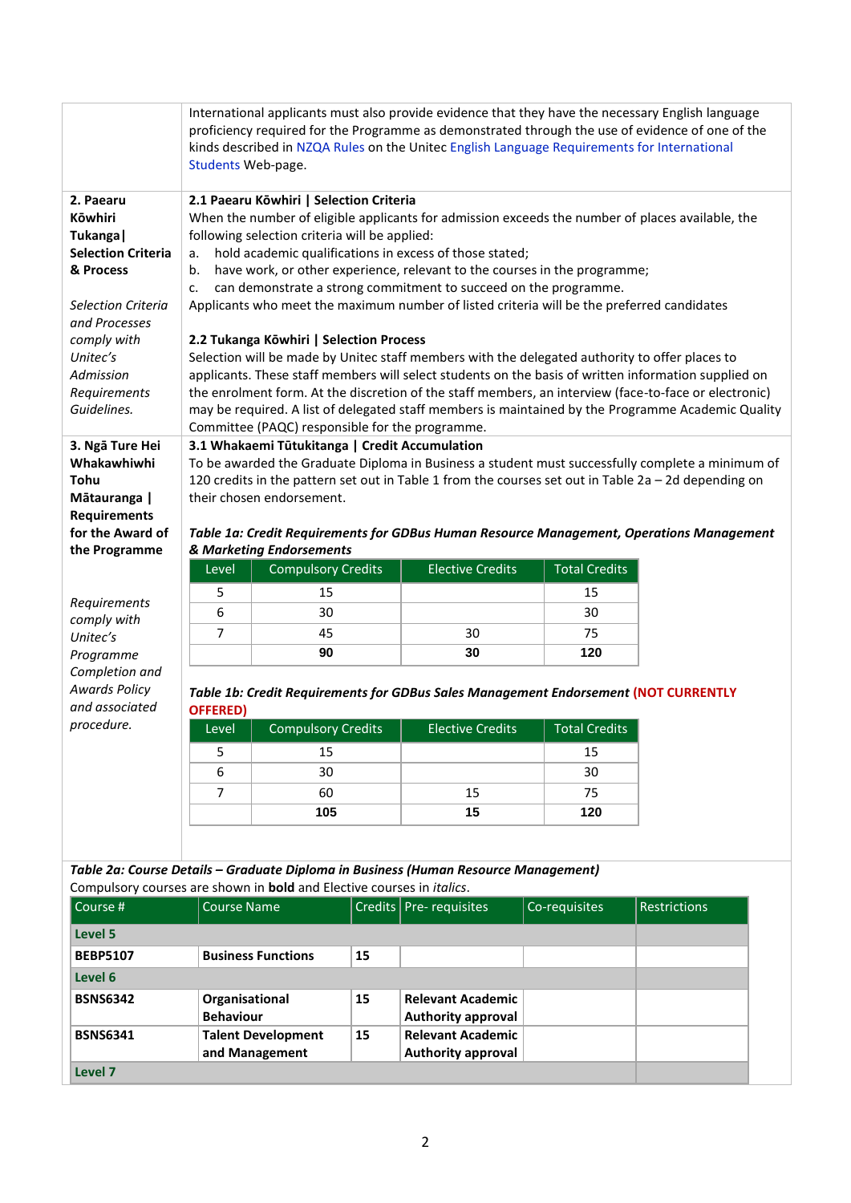| | |
|---|---|
| | International applicants must also provide evidence that they have the necessary English language proficiency required for the Programme as demonstrated through the use of evidence of one of the kinds described in NZQA Rules on the Unitec English Language Requirements for International Students Web-page. |
| **2. Paearu Kōwhiri Tukanga\| Selection Criteria & Process**<br><br>*Selection Criteria and Processes comply with Unitec's Admission Requirements Guidelines.* | **2.1 Paearu Kōwhiri \| Selection Criteria**<br>When the number of eligible applicants for admission exceeds the number of places available, the following selection criteria will be applied:<br>a. hold academic qualifications in excess of those stated;<br>b. have work, or other experience, relevant to the courses in the programme;<br>c. can demonstrate a strong commitment to succeed on the programme.<br>Applicants who meet the maximum number of listed criteria will be the preferred candidates<br><br>**2.2 Tukanga Kōwhiri \| Selection Process**<br>Selection will be made by Unitec staff members with the delegated authority to offer places to applicants. These staff members will select students on the basis of written information supplied on the enrolment form. At the discretion of the staff members, an interview (face-to-face or electronic) may be required. A list of delegated staff members is maintained by the Programme Academic Quality Committee (PAQC) responsible for the programme. |
| **3. Ngā Ture Hei Whakawhiwhi Tohu Mātauranga \| Requirements for the Award of the Programme**<br><br>*Requirements comply with Unitec's Programme Completion and Awards Policy and associated procedure.* | **3.1 Whakaemi Tūtukitanga \| Credit Accumulation**<br>To be awarded the Graduate Diploma in Business a student must successfully complete a minimum of 120 credits in the pattern set out in Table 1 from the courses set out in Table 2a – 2d depending on their chosen endorsement. |

***Table 1a: Credit Requirements for GDBus Human Resource Management, Operations Management & Marketing Endorsements***

| Level | Compulsory Credits | Elective Credits | Total Credits |
|---|---|---|---|
| 5 | 15 | | 15 |
| 6 | 30 | | 30 |
| 7 | 45 | 30 | 75 |
| | **90** | **30** | **120** |

***Table 1b: Credit Requirements for GDBus Sales Management Endorsement* (NOT CURRENTLY OFFERED)**

| Level | Compulsory Credits | Elective Credits | Total Credits |
|---|---|---|---|
| 5 | 15 | | 15 |
| 6 | 30 | | 30 |
| 7 | 60 | 15 | 75 |
| | **105** | **15** | **120** |

***Table 2a: Course Details – Graduate Diploma in Business (Human Resource Management)***

Compulsory courses are shown in **bold** and Elective courses in *italics*.

| Course # | Course Name | Credits | Pre- requisites | Co-requisites | Restrictions |
|---|---|---|---|---|---|
| **Level 5** | | | | | |
| **BEBP5107** | **Business Functions** | **15** | | | |
| **Level 6** | | | | | |
| **BSNS6342** | **Organisational Behaviour** | **15** | **Relevant Academic Authority approval** | | |
| **BSNS6341** | **Talent Development and Management** | **15** | **Relevant Academic Authority approval** | | |
| **Level 7** | | | | | |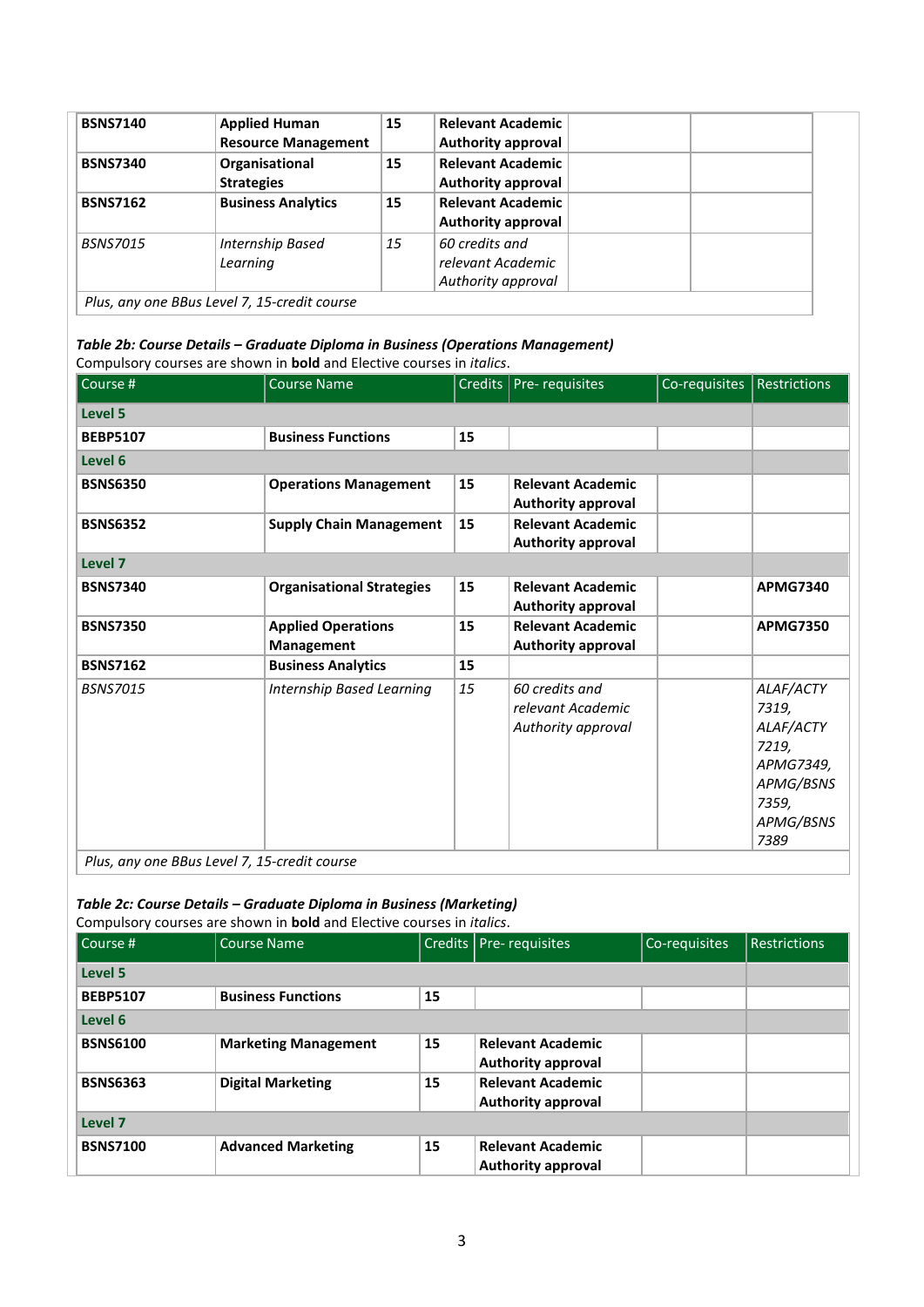| | | | | | |
|---|---|---|---|---|---|
| **BSNS7140** | **Applied Human Resource Management** | **15** | **Relevant Academic Authority approval** | | |
| **BSNS7340** | **Organisational Strategies** | **15** | **Relevant Academic Authority approval** | | |
| **BSNS7162** | **Business Analytics** | **15** | **Relevant Academic Authority approval** | | |
| *BSNS7015* | *Internship Based Learning* | *15* | *60 credits and relevant Academic Authority approval* | | |
| *Plus, any one BBus Level 7, 15-credit course* | | | | | |

***Table 2b: Course Details – Graduate Diploma in Business (Operations Management)***

Compulsory courses are shown in **bold** and Elective courses in *italics*.

| Course # | Course Name | Credits | Pre- requisites | Co-requisites | Restrictions |
|---|---|---|---|---|---|
| **Level 5** | | | | | |
| **BEBP5107** | **Business Functions** | **15** | | | |
| **Level 6** | | | | | |
| **BSNS6350** | **Operations Management** | **15** | **Relevant Academic Authority approval** | | |
| **BSNS6352** | **Supply Chain Management** | **15** | **Relevant Academic Authority approval** | | |
| **Level 7** | | | | | |
| **BSNS7340** | **Organisational Strategies** | **15** | **Relevant Academic Authority approval** | | **APMG7340** |
| **BSNS7350** | **Applied Operations Management** | **15** | **Relevant Academic Authority approval** | | **APMG7350** |
| **BSNS7162** | **Business Analytics** | **15** | | | |
| *BSNS7015* | *Internship Based Learning* | *15* | *60 credits and relevant Academic Authority approval* | | *ALAF/ACTY 7319, ALAF/ACTY 7219, APMG7349, APMG/BSNS 7359, APMG/BSNS 7389* |
| *Plus, any one BBus Level 7, 15-credit course* | | | | | |

***Table 2c: Course Details – Graduate Diploma in Business (Marketing)***

Compulsory courses are shown in **bold** and Elective courses in *italics*.

| Course # | Course Name | Credits | Pre- requisites | Co-requisites | Restrictions |
|---|---|---|---|---|---|
| **Level 5** | | | | | |
| **BEBP5107** | **Business Functions** | **15** | | | |
| **Level 6** | | | | | |
| **BSNS6100** | **Marketing Management** | **15** | **Relevant Academic Authority approval** | | |
| **BSNS6363** | **Digital Marketing** | **15** | **Relevant Academic Authority approval** | | |
| **Level 7** | | | | | |
| **BSNS7100** | **Advanced Marketing** | **15** | **Relevant Academic Authority approval** | | |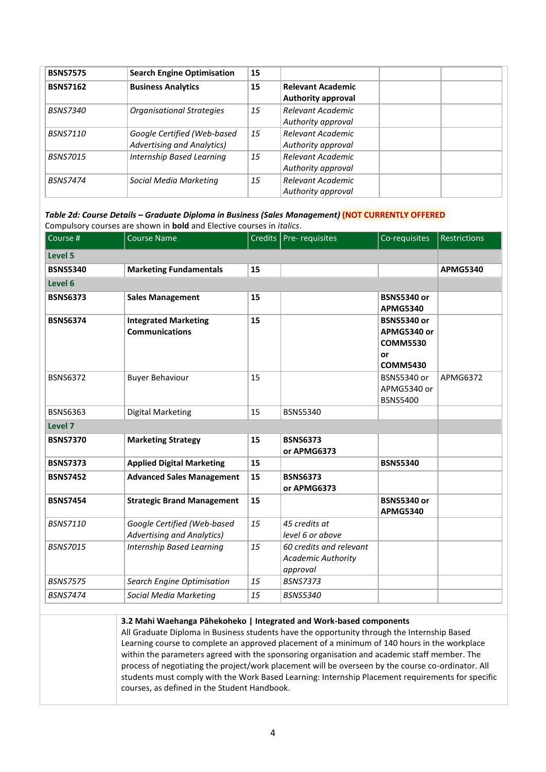| | | | | | |
|---|---|---|---|---|---|
| **BSNS7575** | **Search Engine Optimisation** | **15** | | | |
| **BSNS7162** | **Business Analytics** | **15** | **Relevant Academic Authority approval** | | |
| *BSNS7340* | *Organisational Strategies* | *15* | *Relevant Academic Authority approval* | | |
| *BSNS7110* | *Google Certified (Web-based Advertising and Analytics)* | *15* | *Relevant Academic Authority approval* | | |
| *BSNS7015* | *Internship Based Learning* | *15* | *Relevant Academic Authority approval* | | |
| *BSNS7474* | *Social Media Marketing* | *15* | *Relevant Academic Authority approval* | | |

***Table 2d: Course Details – Graduate Diploma in Business (Sales Management)*** **(NOT CURRENTLY OFFERED)**

Compulsory courses are shown in **bold** and Elective courses in *italics*.

| Course # | Course Name | Credits | Pre- requisites | Co-requisites | Restrictions |
|---|---|---|---|---|---|
| **Level 5** | | | | | |
| **BSNS5340** | **Marketing Fundamentals** | **15** | | | **APMG5340** |
| **Level 6** | | | | | |
| **BSNS6373** | **Sales Management** | **15** | | **BSNS5340 or APMG5340** | |
| **BSNS6374** | **Integrated Marketing Communications** | **15** | | **BSNS5340 or APMG5340 or COMM5530 or COMM5430** | |
| BSNS6372 | Buyer Behaviour | 15 | | BSNS5340 or APMG5340 or BSNS5400 | APMG6372 |
| BSNS6363 | Digital Marketing | 15 | BSNS5340 | | |
| **Level 7** | | | | | |
| **BSNS7370** | **Marketing Strategy** | **15** | **BSNS6373 or APMG6373** | | |
| **BSNS7373** | **Applied Digital Marketing** | **15** | | **BSNS5340** | |
| **BSNS7452** | **Advanced Sales Management** | **15** | **BSNS6373 or APMG6373** | | |
| **BSNS7454** | **Strategic Brand Management** | **15** | | **BSNS5340 or APMG5340** | |
| *BSNS7110* | *Google Certified (Web-based Advertising and Analytics)* | *15* | *45 credits at level 6 or above* | | |
| *BSNS7015* | *Internship Based Learning* | *15* | *60 credits and relevant Academic Authority approval* | | |
| *BSNS7575* | *Search Engine Optimisation* | *15* | *BSNS7373* | | |
| *BSNS7474* | *Social Media Marketing* | *15* | *BSNS5340* | | |

**3.2 Mahi Waehanga Pāhekoheko | Integrated and Work-based components**

All Graduate Diploma in Business students have the opportunity through the Internship Based Learning course to complete an approved placement of a minimum of 140 hours in the workplace within the parameters agreed with the sponsoring organisation and academic staff member. The process of negotiating the project/work placement will be overseen by the course co-ordinator. All students must comply with the Work Based Learning: Internship Placement requirements for specific courses, as defined in the Student Handbook.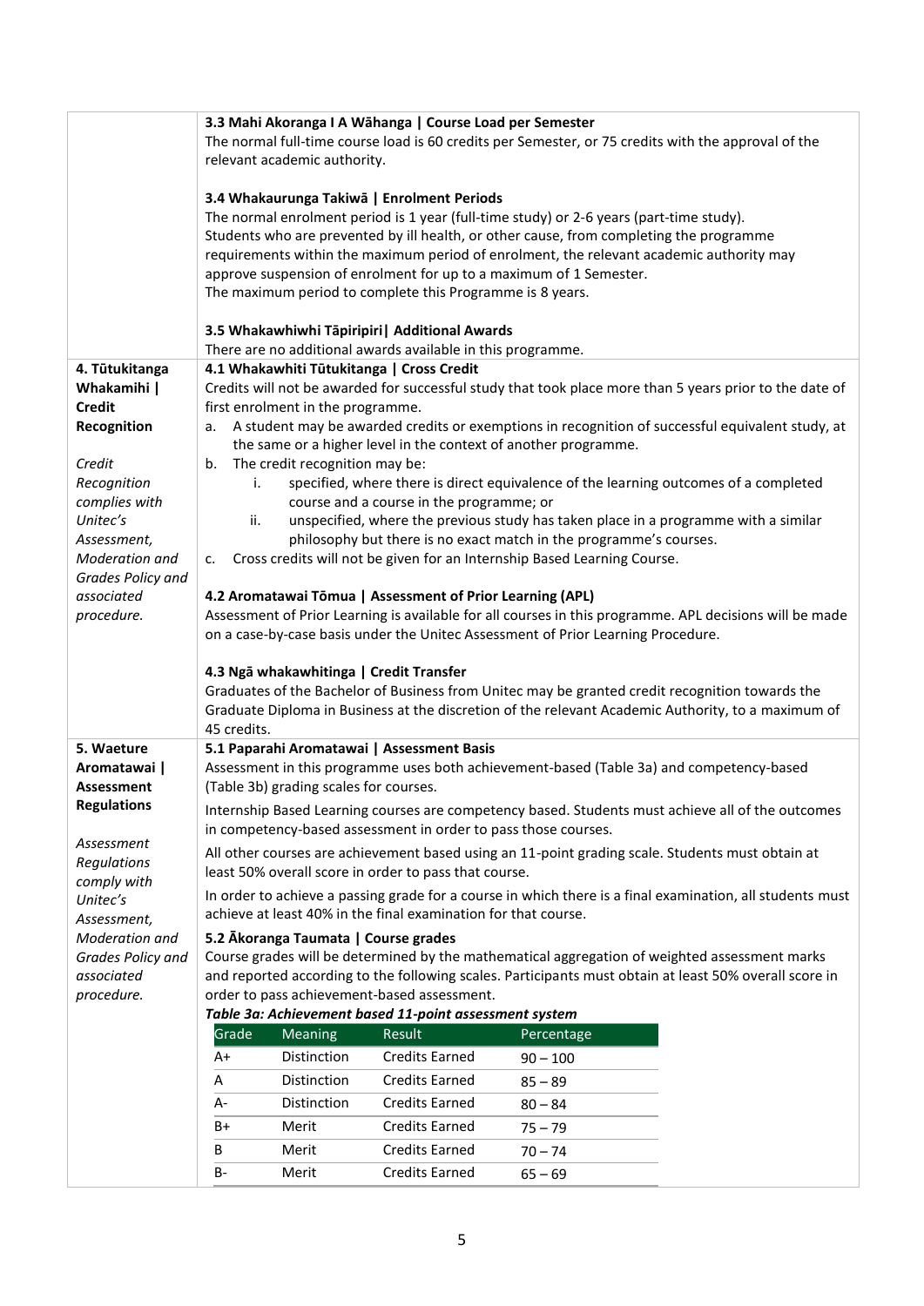| | |
|---|---|
| | **3.3 Mahi Akoranga I A Wāhanga \| Course Load per Semester**<br>The normal full-time course load is 60 credits per Semester, or 75 credits with the approval of the relevant academic authority.<br><br>**3.4 Whakaurunga Takiwā \| Enrolment Periods**<br>The normal enrolment period is 1 year (full-time study) or 2-6 years (part-time study).<br>Students who are prevented by ill health, or other cause, from completing the programme requirements within the maximum period of enrolment, the relevant academic authority may approve suspension of enrolment for up to a maximum of 1 Semester.<br>The maximum period to complete this Programme is 8 years.<br><br>**3.5 Whakawhiwhi Tāpiripiri\| Additional Awards**<br>There are no additional awards available in this programme. |
| **4. Tūtukitanga Whakamihi \| Credit Recognition**<br><br>*Credit Recognition complies with Unitec's Assessment, Moderation and Grades Policy and associated procedure.* | **4.1 Whakawhiti Tūtukitanga \| Cross Credit**<br>Credits will not be awarded for successful study that took place more than 5 years prior to the date of first enrolment in the programme.<br>a. A student may be awarded credits or exemptions in recognition of successful equivalent study, at the same or a higher level in the context of another programme.<br>b. The credit recognition may be:<br>i. specified, where there is direct equivalence of the learning outcomes of a completed course and a course in the programme; or<br>ii. unspecified, where the previous study has taken place in a programme with a similar philosophy but there is no exact match in the programme's courses.<br>c. Cross credits will not be given for an Internship Based Learning Course.<br><br>**4.2 Aromatawai Tōmua \| Assessment of Prior Learning (APL)**<br>Assessment of Prior Learning is available for all courses in this programme. APL decisions will be made on a case-by-case basis under the Unitec Assessment of Prior Learning Procedure.<br><br>**4.3 Ngā whakawhitinga \| Credit Transfer**<br>Graduates of the Bachelor of Business from Unitec may be granted credit recognition towards the Graduate Diploma in Business at the discretion of the relevant Academic Authority, to a maximum of 45 credits. |
| **5. Waeture Aromatawai \| Assessment Regulations**<br><br>*Assessment Regulations comply with Unitec's Assessment, Moderation and Grades Policy and associated procedure.* | **5.1 Paparahi Aromatawai \| Assessment Basis**<br>Assessment in this programme uses both achievement-based (Table 3a) and competency-based (Table 3b) grading scales for courses.<br>Internship Based Learning courses are competency based. Students must achieve all of the outcomes in competency-based assessment in order to pass those courses.<br>All other courses are achievement based using an 11-point grading scale. Students must obtain at least 50% overall score in order to pass that course.<br>In order to achieve a passing grade for a course in which there is a final examination, all students must achieve at least 40% in the final examination for that course.<br><br>**5.2 Ākoranga Taumata \| Course grades**<br>Course grades will be determined by the mathematical aggregation of weighted assessment marks and reported according to the following scales. Participants must obtain at least 50% overall score in order to pass achievement-based assessment. |

***Table 3a: Achievement based 11-point assessment system***

| Grade | Meaning | Result | Percentage |
|---|---|---|---|
| A+ | Distinction | Credits Earned | 90 – 100 |
| A | Distinction | Credits Earned | 85 – 89 |
| A- | Distinction | Credits Earned | 80 – 84 |
| B+ | Merit | Credits Earned | 75 – 79 |
| B | Merit | Credits Earned | 70 – 74 |
| B- | Merit | Credits Earned | 65 – 69 |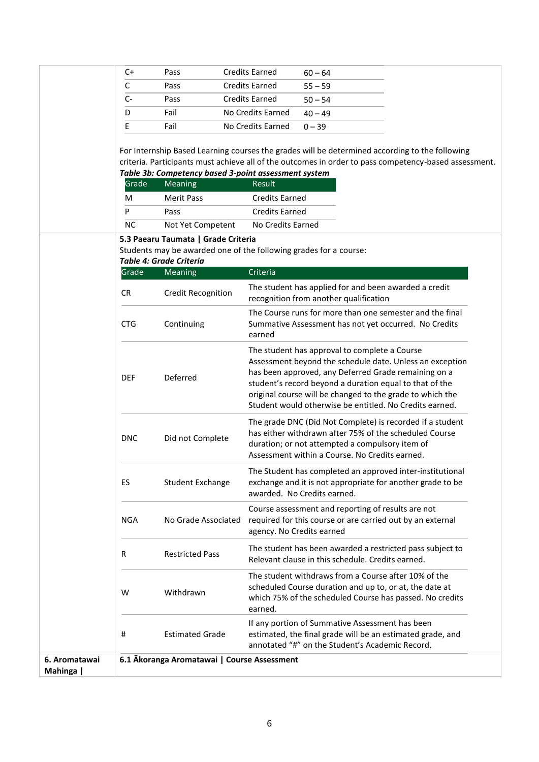| C+ | Pass | Credits Earned | 60 – 64 |
|---|---|---|---|
| C | Pass | Credits Earned | 55 – 59 |
| C- | Pass | Credits Earned | 50 – 54 |
| D | Fail | No Credits Earned | 40 – 49 |
| E | Fail | No Credits Earned | 0 – 39 |

For Internship Based Learning courses the grades will be determined according to the following criteria. Participants must achieve all of the outcomes in order to pass competency-based assessment.

***Table 3b: Competency based 3-point assessment system***

| Grade | Meaning | Result |
|---|---|---|
| M | Merit Pass | Credits Earned |
| P | Pass | Credits Earned |
| NC | Not Yet Competent | No Credits Earned |

**5.3 Paearu Taumata | Grade Criteria**

Students may be awarded one of the following grades for a course:

***Table 4: Grade Criteria***

| Grade | Meaning | Criteria |
|---|---|---|
| CR | Credit Recognition | The student has applied for and been awarded a credit recognition from another qualification |
| CTG | Continuing | The Course runs for more than one semester and the final Summative Assessment has not yet occurred. No Credits earned |
| DEF | Deferred | The student has approval to complete a Course Assessment beyond the schedule date. Unless an exception has been approved, any Deferred Grade remaining on a student's record beyond a duration equal to that of the original course will be changed to the grade to which the Student would otherwise be entitled. No Credits earned. |
| DNC | Did not Complete | The grade DNC (Did Not Complete) is recorded if a student has either withdrawn after 75% of the scheduled Course duration; or not attempted a compulsory item of Assessment within a Course. No Credits earned. |
| ES | Student Exchange | The Student has completed an approved inter-institutional exchange and it is not appropriate for another grade to be awarded. No Credits earned. |
| NGA | No Grade Associated | Course assessment and reporting of results are not required for this course or are carried out by an external agency. No Credits earned |
| R | Restricted Pass | The student has been awarded a restricted pass subject to Relevant clause in this schedule. Credits earned. |
| W | Withdrawn | The student withdraws from a Course after 10% of the scheduled Course duration and up to, or at, the date at which 75% of the scheduled Course has passed. No credits earned. |
| # | Estimated Grade | If any portion of Summative Assessment has been estimated, the final grade will be an estimated grade, and annotated "#" on the Student's Academic Record. |

**6. Aromatawai Mahinga |**

**6.1 Ākoranga Aromatawai | Course Assessment**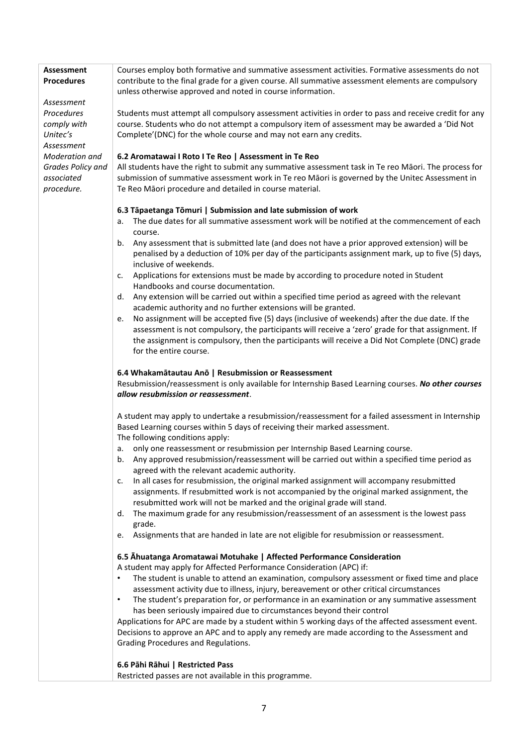| **Assessment Procedures**<br><br>*Assessment Procedures comply with Unitec's Assessment Moderation and Grades Policy and associated procedure.* | Courses employ both formative and summative assessment activities. Formative assessments do not contribute to the final grade for a given course. All summative assessment elements are compulsory unless otherwise approved and noted in course information.<br><br>Students must attempt all compulsory assessment activities in order to pass and receive credit for any course. Students who do not attempt a compulsory item of assessment may be awarded a 'Did Not Complete'(DNC) for the whole course and may not earn any credits.<br><br>**6.2 Aromatawai I Roto I Te Reo \| Assessment in Te Reo**<br>All students have the right to submit any summative assessment task in Te reo Māori. The process for submission of summative assessment work in Te reo Māori is governed by the Unitec Assessment in Te Reo Māori procedure and detailed in course material.<br><br>**6.3 Tāpaetanga Tōmuri \| Submission and late submission of work**<br>a. The due dates for all summative assessment work will be notified at the commencement of each course.<br>b. Any assessment that is submitted late (and does not have a prior approved extension) will be penalised by a deduction of 10% per day of the participants assignment mark, up to five (5) days, inclusive of weekends.<br>c. Applications for extensions must be made by according to procedure noted in Student Handbooks and course documentation.<br>d. Any extension will be carried out within a specified time period as agreed with the relevant academic authority and no further extensions will be granted.<br>e. No assignment will be accepted five (5) days (inclusive of weekends) after the due date. If the assessment is not compulsory, the participants will receive a 'zero' grade for that assignment. If the assignment is compulsory, then the participants will receive a Did Not Complete (DNC) grade for the entire course.<br><br>**6.4 Whakamātautau Anō \| Resubmission or Reassessment**<br>Resubmission/reassessment is only available for Internship Based Learning courses. ***No other courses allow resubmission or reassessment***.<br><br>A student may apply to undertake a resubmission/reassessment for a failed assessment in Internship Based Learning courses within 5 days of receiving their marked assessment.<br>The following conditions apply:<br>a. only one reassessment or resubmission per Internship Based Learning course.<br>b. Any approved resubmission/reassessment will be carried out within a specified time period as agreed with the relevant academic authority.<br>c. In all cases for resubmission, the original marked assignment will accompany resubmitted assignments. If resubmitted work is not accompanied by the original marked assignment, the resubmitted work will not be marked and the original grade will stand.<br>d. The maximum grade for any resubmission/reassessment of an assessment is the lowest pass grade.<br>e. Assignments that are handed in late are not eligible for resubmission or reassessment.<br><br>**6.5 Āhuatanga Aromatawai Motuhake \| Affected Performance Consideration**<br>A student may apply for Affected Performance Consideration (APC) if:<br>• The student is unable to attend an examination, compulsory assessment or fixed time and place assessment activity due to illness, injury, bereavement or other critical circumstances<br>• The student's preparation for, or performance in an examination or any summative assessment has been seriously impaired due to circumstances beyond their control<br>Applications for APC are made by a student within 5 working days of the affected assessment event. Decisions to approve an APC and to apply any remedy are made according to the Assessment and Grading Procedures and Regulations.<br><br>**6.6 Pāhi Rāhui \| Restricted Pass**<br>Restricted passes are not available in this programme. |
|---|---|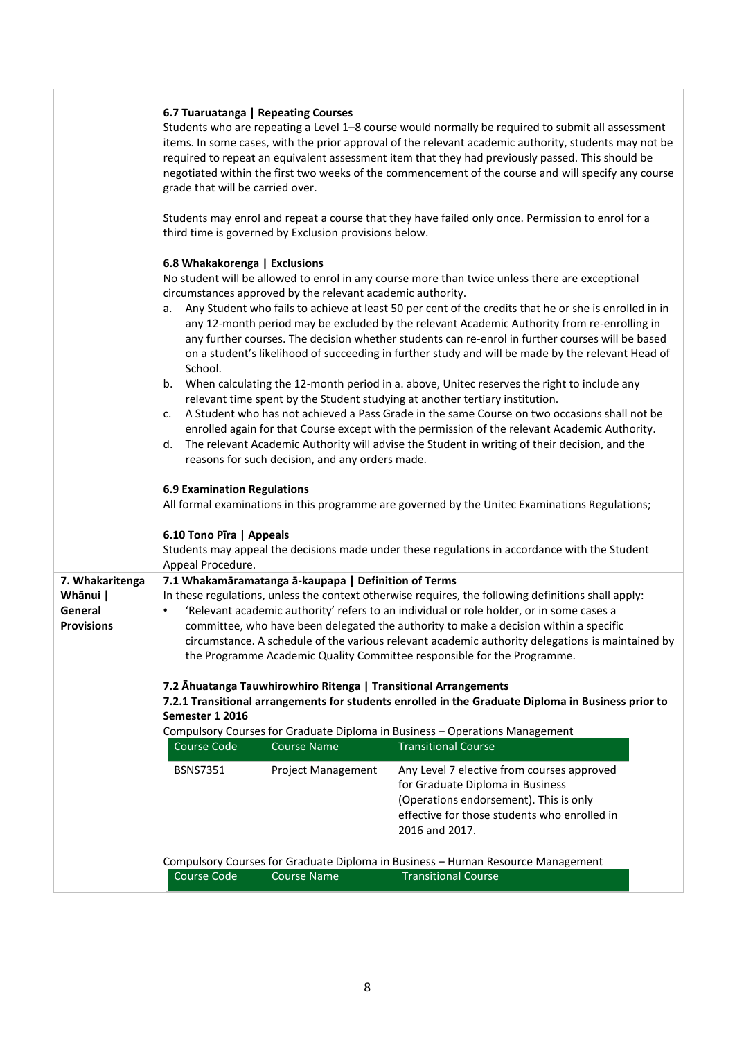### 6.7 Tuaruatanga | Repeating Courses

Students who are repeating a Level 1–8 course would normally be required to submit all assessment items. In some cases, with the prior approval of the relevant academic authority, students may not be required to repeat an equivalent assessment item that they had previously passed. This should be negotiated within the first two weeks of the commencement of the course and will specify any course grade that will be carried over.

Students may enrol and repeat a course that they have failed only once. Permission to enrol for a third time is governed by Exclusion provisions below.

### 6.8 Whakakorenga | Exclusions

No student will be allowed to enrol in any course more than twice unless there are exceptional circumstances approved by the relevant academic authority.

a. Any Student who fails to achieve at least 50 per cent of the credits that he or she is enrolled in in any 12-month period may be excluded by the relevant Academic Authority from re-enrolling in any further courses. The decision whether students can re-enrol in further courses will be based on a student's likelihood of succeeding in further study and will be made by the relevant Head of School.

b. When calculating the 12-month period in a. above, Unitec reserves the right to include any relevant time spent by the Student studying at another tertiary institution.

c. A Student who has not achieved a Pass Grade in the same Course on two occasions shall not be enrolled again for that Course except with the permission of the relevant Academic Authority.

d. The relevant Academic Authority will advise the Student in writing of their decision, and the reasons for such decision, and any orders made.

### 6.9 Examination Regulations

All formal examinations in this programme are governed by the Unitec Examinations Regulations;

### 6.10 Tono Pīra | Appeals

Students may appeal the decisions made under these regulations in accordance with the Student Appeal Procedure.

## 7. Whakaritenga Whānui | General Provisions

### 7.1 Whakamāramatanga ā-kaupapa | Definition of Terms

In these regulations, unless the context otherwise requires, the following definitions shall apply:

- 'Relevant academic authority' refers to an individual or role holder, or in some cases a committee, who have been delegated the authority to make a decision within a specific circumstance. A schedule of the various relevant academic authority delegations is maintained by the Programme Academic Quality Committee responsible for the Programme.

### 7.2 Āhuatanga Tauwhirowhiro Ritenga | Transitional Arrangements

#### 7.2.1 Transitional arrangements for students enrolled in the Graduate Diploma in Business prior to Semester 1 2016

Compulsory Courses for Graduate Diploma in Business – Operations Management

| Course Code | Course Name | Transitional Course |
|---|---|---|
| BSNS7351 | Project Management | Any Level 7 elective from courses approved for Graduate Diploma in Business (Operations endorsement). This is only effective for those students who enrolled in 2016 and 2017. |

Compulsory Courses for Graduate Diploma in Business – Human Resource Management

| Course Code | Course Name | Transitional Course |
|---|---|---|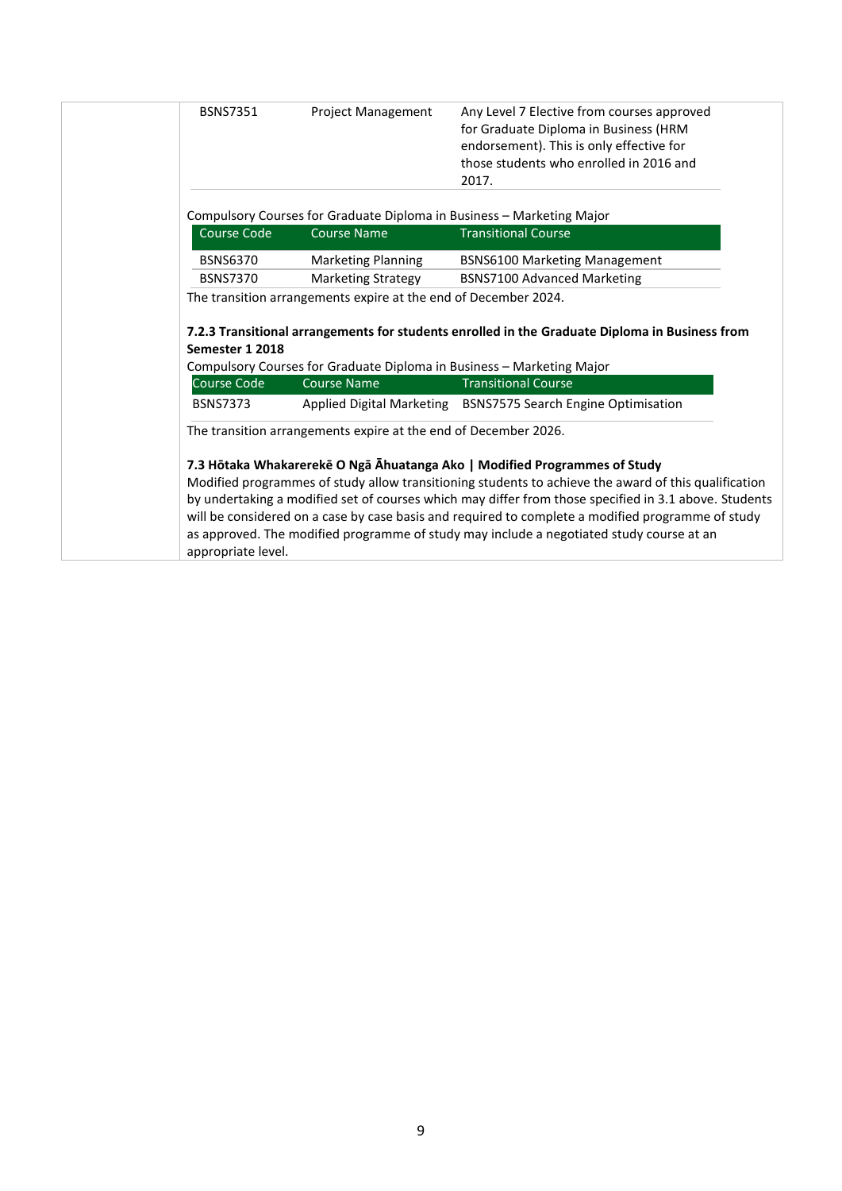| | | |
|---|---|---|
| BSNS7351 | Project Management | Any Level 7 Elective from courses approved for Graduate Diploma in Business (HRM endorsement). This is only effective for those students who enrolled in 2016 and 2017. |

Compulsory Courses for Graduate Diploma in Business – Marketing Major

| Course Code | Course Name | Transitional Course |
|---|---|---|
| BSNS6370 | Marketing Planning | BSNS6100 Marketing Management |
| BSNS7370 | Marketing Strategy | BSNS7100 Advanced Marketing |

The transition arrangements expire at the end of December 2024.

**7.2.3 Transitional arrangements for students enrolled in the Graduate Diploma in Business from Semester 1 2018**

Compulsory Courses for Graduate Diploma in Business – Marketing Major

| Course Code | Course Name | Transitional Course |
|---|---|---|
| BSNS7373 | Applied Digital Marketing | BSNS7575 Search Engine Optimisation |

The transition arrangements expire at the end of December 2026.

**7.3 Hōtaka Whakarerekē O Ngā Āhuatanga Ako | Modified Programmes of Study**

Modified programmes of study allow transitioning students to achieve the award of this qualification by undertaking a modified set of courses which may differ from those specified in 3.1 above. Students will be considered on a case by case basis and required to complete a modified programme of study as approved. The modified programme of study may include a negotiated study course at an appropriate level.